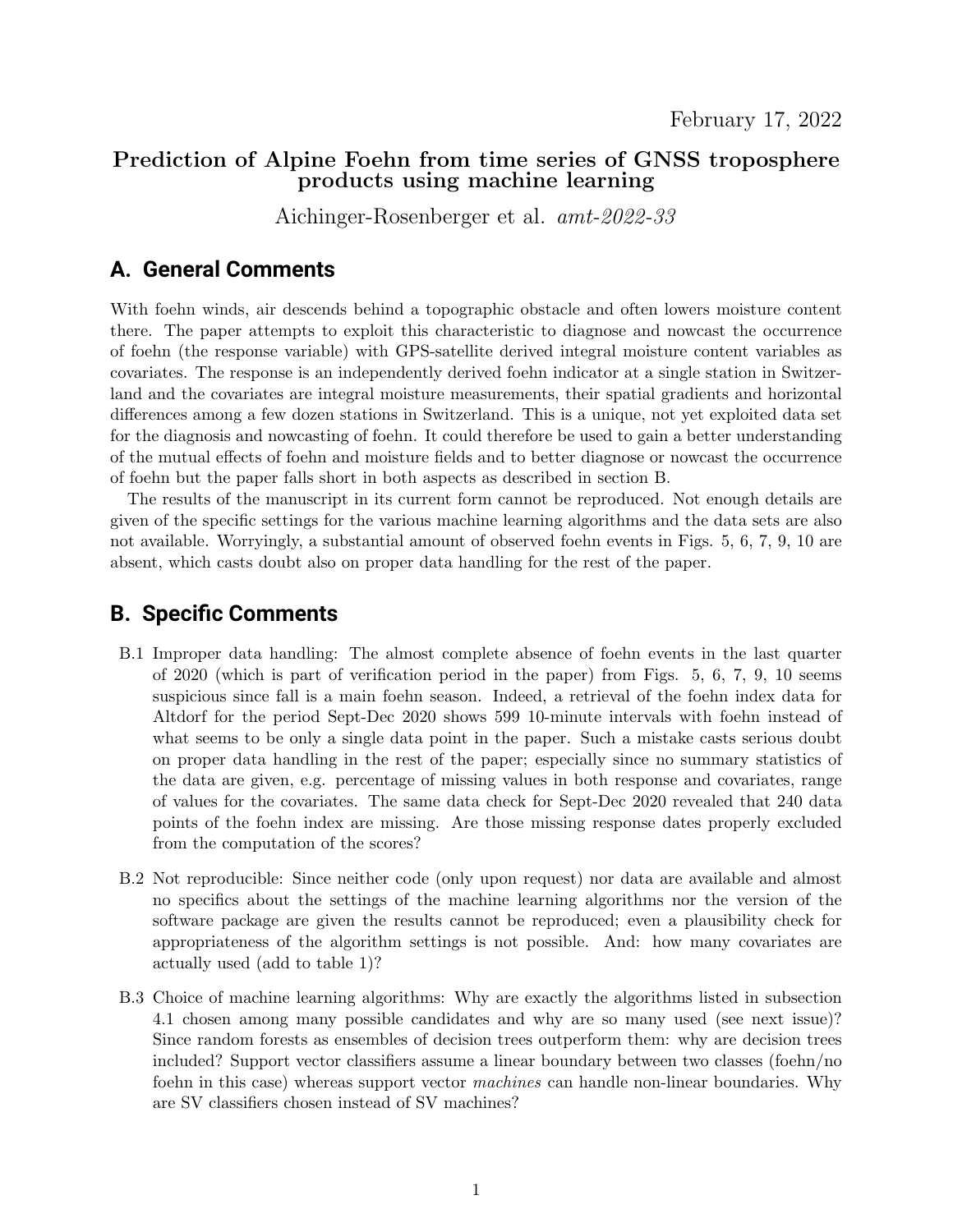February 17, 2022

**Prediction of Alpine Foehn from time series of GNSS troposphere products using machine learning**

Aichinger-Rosenberger et al. *amt-2022-33*

## A. General Comments

With foehn winds, air descends behind a topographic obstacle and often lowers moisture content there. The paper attempts to exploit this characteristic to diagnose and nowcast the occurrence of foehn (the response variable) with GPS-satellite derived integral moisture content variables as covariates. The response is an independently derived foehn indicator at a single station in Switzerland and the covariates are integral moisture measurements, their spatial gradients and horizontal differences among a few dozen stations in Switzerland. This is a unique, not yet exploited data set for the diagnosis and nowcasting of foehn. It could therefore be used to gain a better understanding of the mutual effects of foehn and moisture fields and to better diagnose or nowcast the occurrence of foehn but the paper falls short in both aspects as described in section B.

The results of the manuscript in its current form cannot be reproduced. Not enough details are given of the specific settings for the various machine learning algorithms and the data sets are also not available. Worryingly, a substantial amount of observed foehn events in Figs. 5, 6, 7, 9, 10 are absent, which casts doubt also on proper data handling for the rest of the paper.

## B. Specific Comments

B.1 Improper data handling: The almost complete absence of foehn events in the last quarter of 2020 (which is part of verification period in the paper) from Figs. 5, 6, 7, 9, 10 seems suspicious since fall is a main foehn season. Indeed, a retrieval of the foehn index data for Altdorf for the period Sept-Dec 2020 shows 599 10-minute intervals with foehn instead of what seems to be only a single data point in the paper. Such a mistake casts serious doubt on proper data handling in the rest of the paper; especially since no summary statistics of the data are given, e.g. percentage of missing values in both response and covariates, range of values for the covariates. The same data check for Sept-Dec 2020 revealed that 240 data points of the foehn index are missing. Are those missing response dates properly excluded from the computation of the scores?

B.2 Not reproducible: Since neither code (only upon request) nor data are available and almost no specifics about the settings of the machine learning algorithms nor the version of the software package are given the results cannot be reproduced; even a plausibility check for appropriateness of the algorithm settings is not possible. And: how many covariates are actually used (add to table 1)?

B.3 Choice of machine learning algorithms: Why are exactly the algorithms listed in subsection 4.1 chosen among many possible candidates and why are so many used (see next issue)? Since random forests as ensembles of decision trees outperform them: why are decision trees included? Support vector classifiers assume a linear boundary between two classes (foehn/no foehn in this case) whereas support vector *machines* can handle non-linear boundaries. Why are SV classifiers chosen instead of SV machines?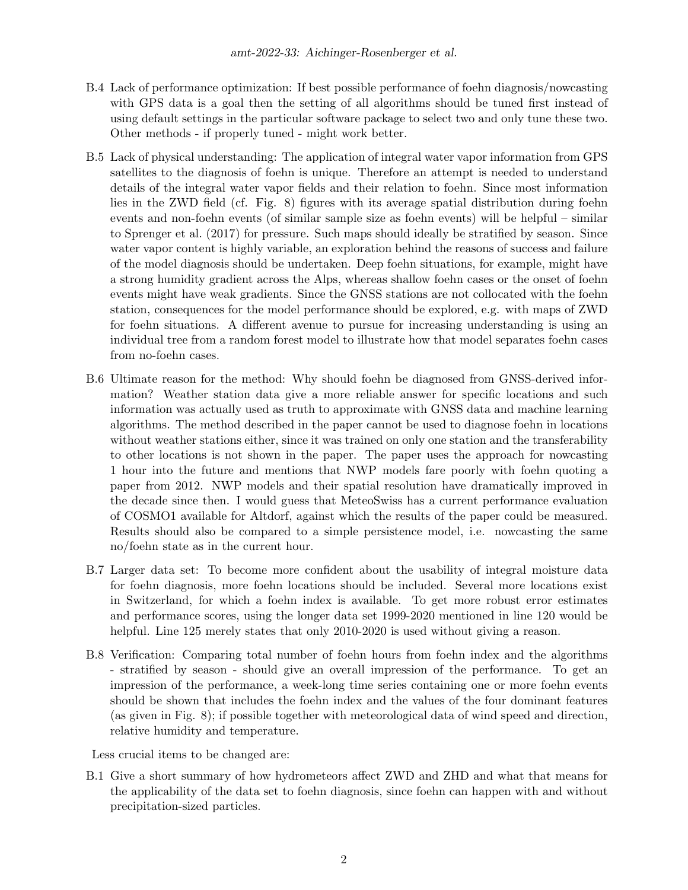B.4 Lack of performance optimization: If best possible performance of foehn diagnosis/nowcasting with GPS data is a goal then the setting of all algorithms should be tuned first instead of using default settings in the particular software package to select two and only tune these two. Other methods - if properly tuned - might work better.

B.5 Lack of physical understanding: The application of integral water vapor information from GPS satellites to the diagnosis of foehn is unique. Therefore an attempt is needed to understand details of the integral water vapor fields and their relation to foehn. Since most information lies in the ZWD field (cf. Fig. 8) figures with its average spatial distribution during foehn events and non-foehn events (of similar sample size as foehn events) will be helpful – similar to Sprenger et al. (2017) for pressure. Such maps should ideally be stratified by season. Since water vapor content is highly variable, an exploration behind the reasons of success and failure of the model diagnosis should be undertaken. Deep foehn situations, for example, might have a strong humidity gradient across the Alps, whereas shallow foehn cases or the onset of foehn events might have weak gradients. Since the GNSS stations are not collocated with the foehn station, consequences for the model performance should be explored, e.g. with maps of ZWD for foehn situations. A different avenue to pursue for increasing understanding is using an individual tree from a random forest model to illustrate how that model separates foehn cases from no-foehn cases.

B.6 Ultimate reason for the method: Why should foehn be diagnosed from GNSS-derived information? Weather station data give a more reliable answer for specific locations and such information was actually used as truth to approximate with GNSS data and machine learning algorithms. The method described in the paper cannot be used to diagnose foehn in locations without weather stations either, since it was trained on only one station and the transferability to other locations is not shown in the paper. The paper uses the approach for nowcasting 1 hour into the future and mentions that NWP models fare poorly with foehn quoting a paper from 2012. NWP models and their spatial resolution have dramatically improved in the decade since then. I would guess that MeteoSwiss has a current performance evaluation of COSMO1 available for Altdorf, against which the results of the paper could be measured. Results should also be compared to a simple persistence model, i.e. nowcasting the same no/foehn state as in the current hour.

B.7 Larger data set: To become more confident about the usability of integral moisture data for foehn diagnosis, more foehn locations should be included. Several more locations exist in Switzerland, for which a foehn index is available. To get more robust error estimates and performance scores, using the longer data set 1999-2020 mentioned in line 120 would be helpful. Line 125 merely states that only 2010-2020 is used without giving a reason.

B.8 Verification: Comparing total number of foehn hours from foehn index and the algorithms - stratified by season - should give an overall impression of the performance. To get an impression of the performance, a week-long time series containing one or more foehn events should be shown that includes the foehn index and the values of the four dominant features (as given in Fig. 8); if possible together with meteorological data of wind speed and direction, relative humidity and temperature.

Less crucial items to be changed are:

B.1 Give a short summary of how hydrometeors affect ZWD and ZHD and what that means for the applicability of the data set to foehn diagnosis, since foehn can happen with and without precipitation-sized particles.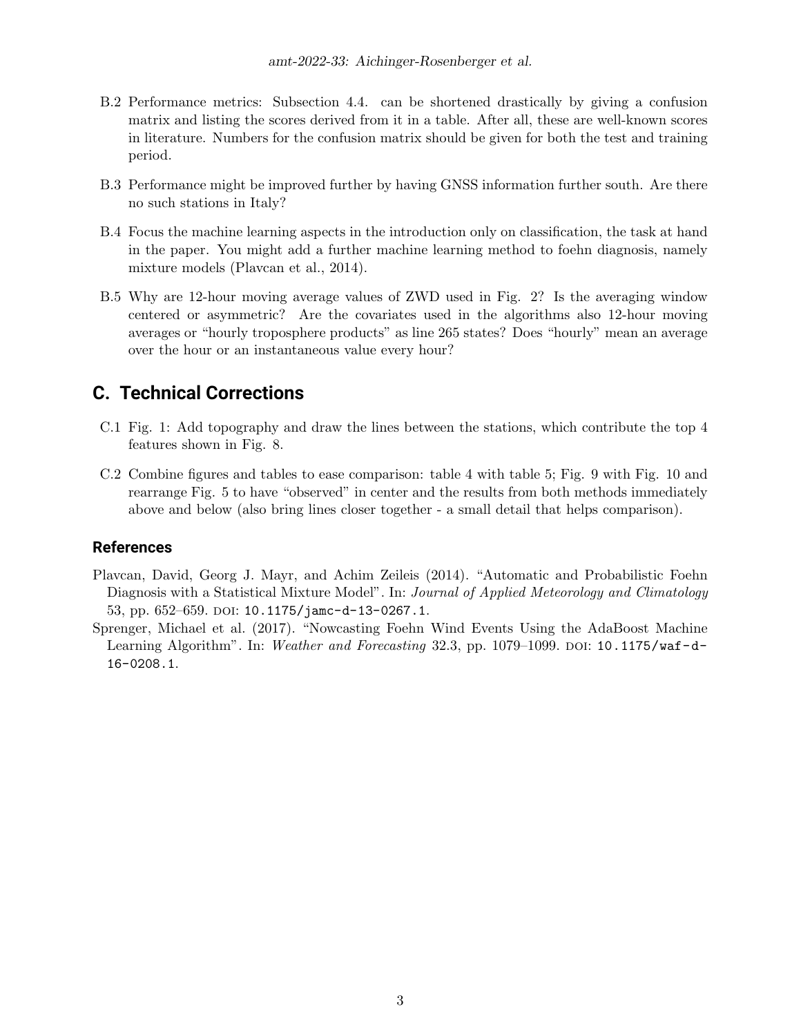B.2 Performance metrics: Subsection 4.4. can be shortened drastically by giving a confusion matrix and listing the scores derived from it in a table. After all, these are well-known scores in literature. Numbers for the confusion matrix should be given for both the test and training period.

B.3 Performance might be improved further by having GNSS information further south. Are there no such stations in Italy?

B.4 Focus the machine learning aspects in the introduction only on classification, the task at hand in the paper. You might add a further machine learning method to foehn diagnosis, namely mixture models (Plavcan et al., 2014).

B.5 Why are 12-hour moving average values of ZWD used in Fig. 2? Is the averaging window centered or asymmetric? Are the covariates used in the algorithms also 12-hour moving averages or "hourly troposphere products" as line 265 states? Does "hourly" mean an average over the hour or an instantaneous value every hour?

## C. Technical Corrections

C.1 Fig. 1: Add topography and draw the lines between the stations, which contribute the top 4 features shown in Fig. 8.

C.2 Combine figures and tables to ease comparison: table 4 with table 5; Fig. 9 with Fig. 10 and rearrange Fig. 5 to have "observed" in center and the results from both methods immediately above and below (also bring lines closer together - a small detail that helps comparison).

### References

Plavcan, David, Georg J. Mayr, and Achim Zeileis (2014). "Automatic and Probabilistic Foehn Diagnosis with a Statistical Mixture Model". In: *Journal of Applied Meteorology and Climatology* 53, pp. 652–659. DOI: 10.1175/jamc-d-13-0267.1.

Sprenger, Michael et al. (2017). "Nowcasting Foehn Wind Events Using the AdaBoost Machine Learning Algorithm". In: *Weather and Forecasting* 32.3, pp. 1079–1099. DOI: 10.1175/waf-d-16-0208.1.